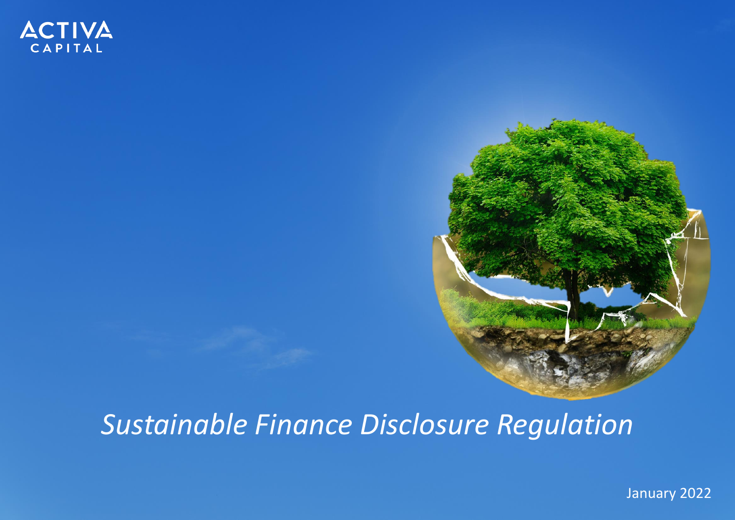ACTIVA CAPITAL

# *Sustainable Finance Disclosure Regulation*

January 2022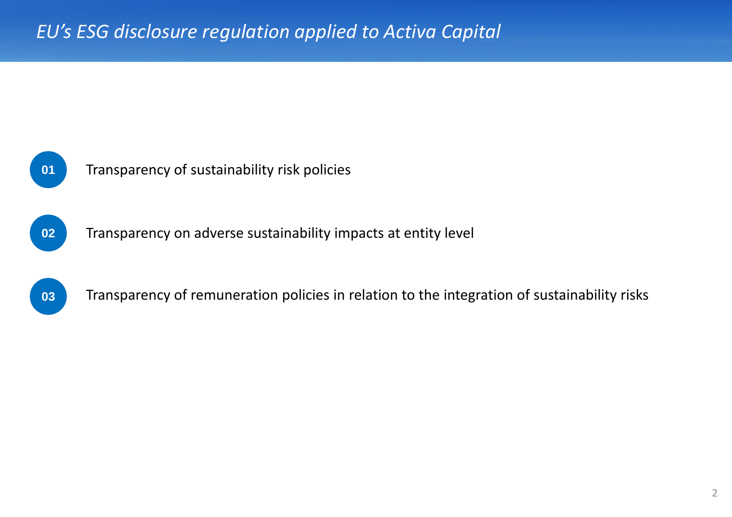# *EU's ESG disclosure regulation applied to Activa Capital*

**01** Transparency of sustainability risk policies

**02** Transparency on adverse sustainability impacts at entity level

**03** Transparency of remuneration policies in relation to the integration of sustainability risks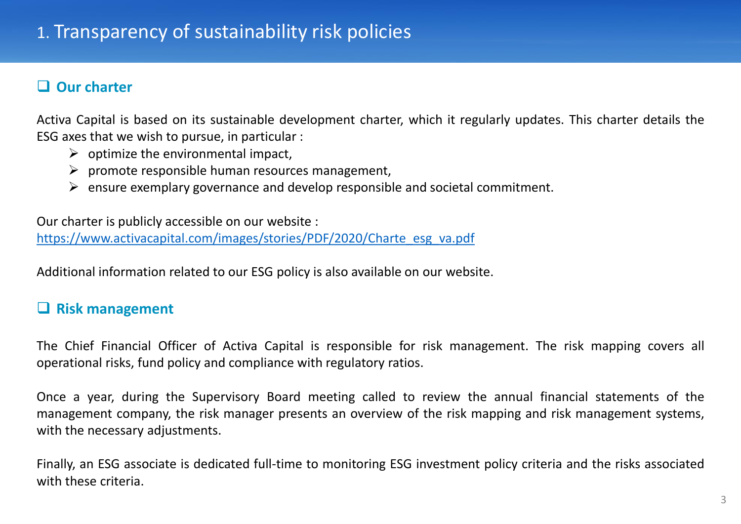# 1. Transparency of sustainability risk policies

## ❑ Our charter

Activa Capital is based on its sustainable development charter, which it regularly updates. This charter details the ESG axes that we wish to pursue, in particular :

- optimize the environmental impact,
- promote responsible human resources management,
- ensure exemplary governance and develop responsible and societal commitment.

Our charter is publicly accessible on our website :
https://www.activacapital.com/images/stories/PDF/2020/Charte_esg_va.pdf

Additional information related to our ESG policy is also available on our website.

## ❑ Risk management

The Chief Financial Officer of Activa Capital is responsible for risk management. The risk mapping covers all operational risks, fund policy and compliance with regulatory ratios.

Once a year, during the Supervisory Board meeting called to review the annual financial statements of the management company, the risk manager presents an overview of the risk mapping and risk management systems, with the necessary adjustments.

Finally, an ESG associate is dedicated full-time to monitoring ESG investment policy criteria and the risks associated with these criteria.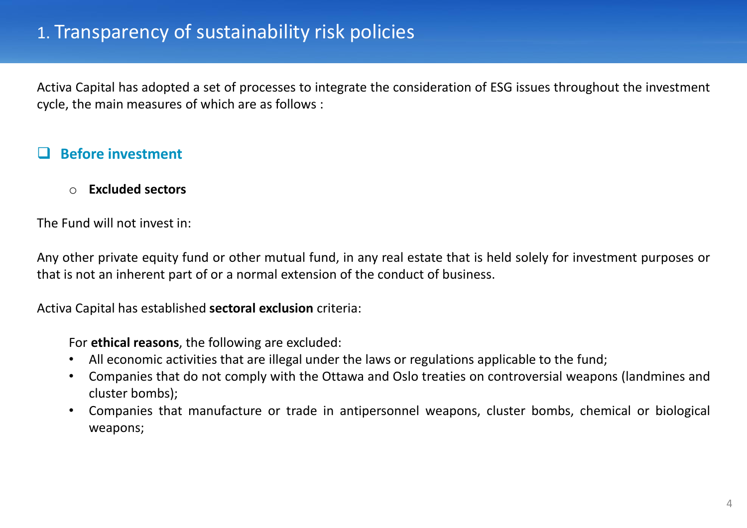# 1. Transparency of sustainability risk policies

Activa Capital has adopted a set of processes to integrate the consideration of ESG issues throughout the investment cycle, the main measures of which are as follows :

## Before investment

- **Excluded sectors**

The Fund will not invest in:

Any other private equity fund or other mutual fund, in any real estate that is held solely for investment purposes or that is not an inherent part of or a normal extension of the conduct of business.

Activa Capital has established **sectoral exclusion** criteria:

For **ethical reasons**, the following are excluded:

- All economic activities that are illegal under the laws or regulations applicable to the fund;
- Companies that do not comply with the Ottawa and Oslo treaties on controversial weapons (landmines and cluster bombs);
- Companies that manufacture or trade in antipersonnel weapons, cluster bombs, chemical or biological weapons;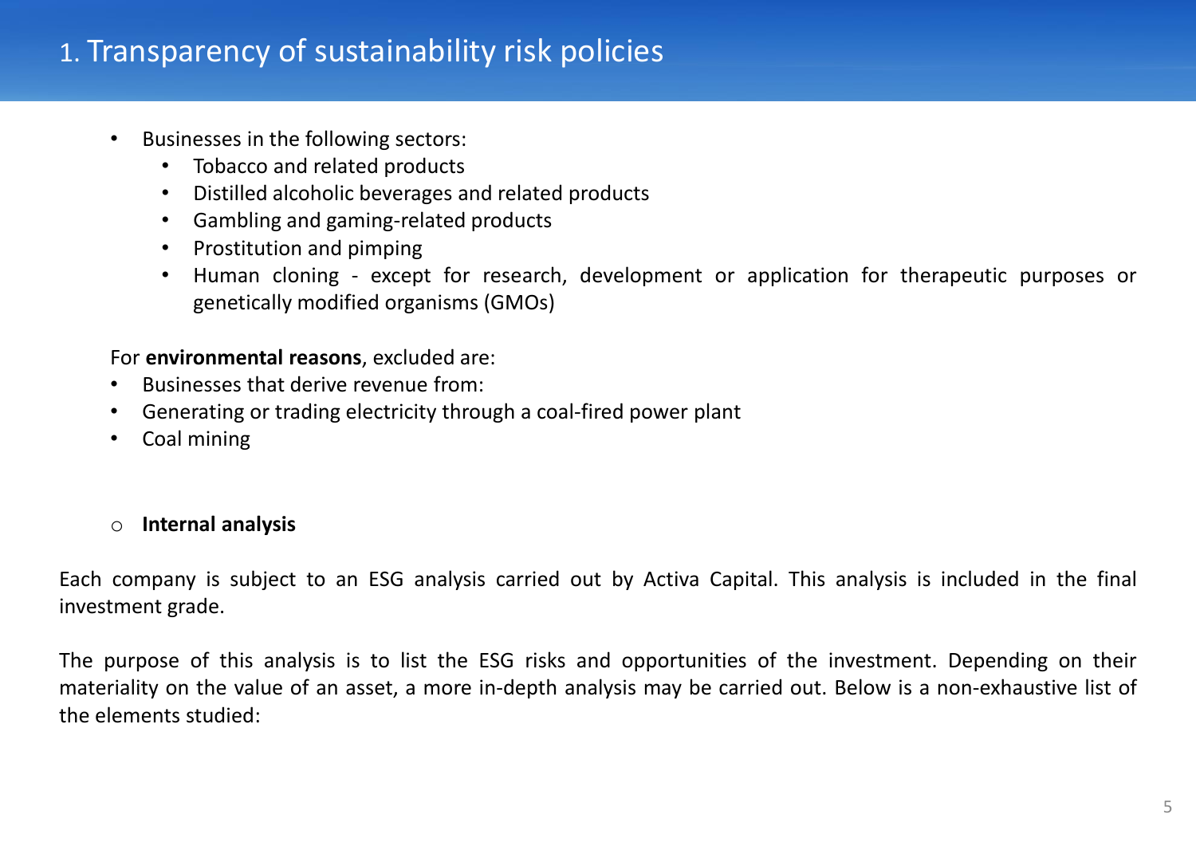# 1. Transparency of sustainability risk policies

- Businesses in the following sectors:
  - Tobacco and related products
  - Distilled alcoholic beverages and related products
  - Gambling and gaming-related products
  - Prostitution and pimping
  - Human cloning - except for research, development or application for therapeutic purposes or genetically modified organisms (GMOs)

For **environmental reasons**, excluded are:

- Businesses that derive revenue from:
- Generating or trading electricity through a coal-fired power plant
- Coal mining

- **Internal analysis**

Each company is subject to an ESG analysis carried out by Activa Capital. This analysis is included in the final investment grade.

The purpose of this analysis is to list the ESG risks and opportunities of the investment. Depending on their materiality on the value of an asset, a more in-depth analysis may be carried out. Below is a non-exhaustive list of the elements studied: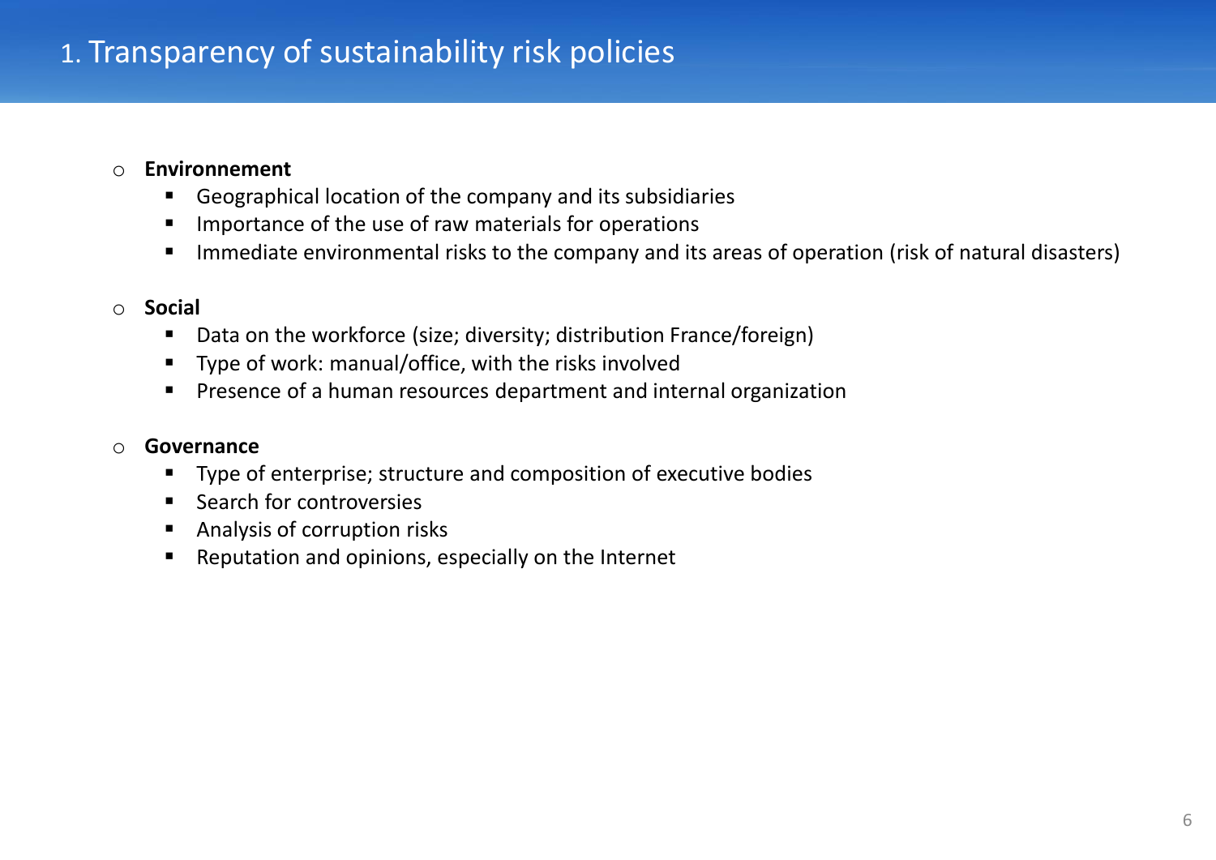# 1. Transparency of sustainability risk policies

- **Environnement**
  - Geographical location of the company and its subsidiaries
  - Importance of the use of raw materials for operations
  - Immediate environmental risks to the company and its areas of operation (risk of natural disasters)

- **Social**
  - Data on the workforce (size; diversity; distribution France/foreign)
  - Type of work: manual/office, with the risks involved
  - Presence of a human resources department and internal organization

- **Governance**
  - Type of enterprise; structure and composition of executive bodies
  - Search for controversies
  - Analysis of corruption risks
  - Reputation and opinions, especially on the Internet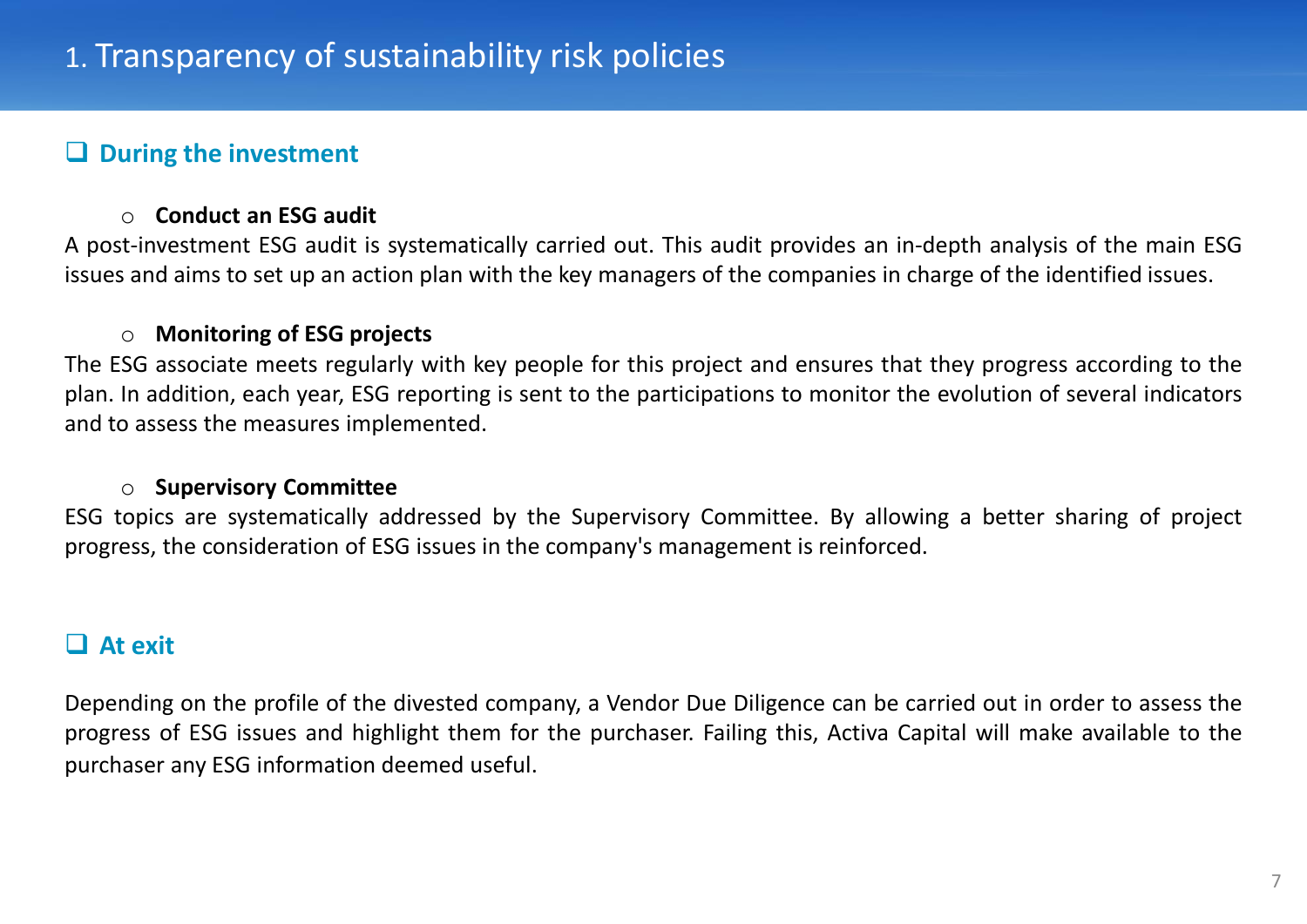# 1. Transparency of sustainability risk policies

## During the investment

- **Conduct an ESG audit**

A post-investment ESG audit is systematically carried out. This audit provides an in-depth analysis of the main ESG issues and aims to set up an action plan with the key managers of the companies in charge of the identified issues.

- **Monitoring of ESG projects**

The ESG associate meets regularly with key people for this project and ensures that they progress according to the plan. In addition, each year, ESG reporting is sent to the participations to monitor the evolution of several indicators and to assess the measures implemented.

- **Supervisory Committee**

ESG topics are systematically addressed by the Supervisory Committee. By allowing a better sharing of project progress, the consideration of ESG issues in the company's management is reinforced.

## At exit

Depending on the profile of the divested company, a Vendor Due Diligence can be carried out in order to assess the progress of ESG issues and highlight them for the purchaser. Failing this, Activa Capital will make available to the purchaser any ESG information deemed useful.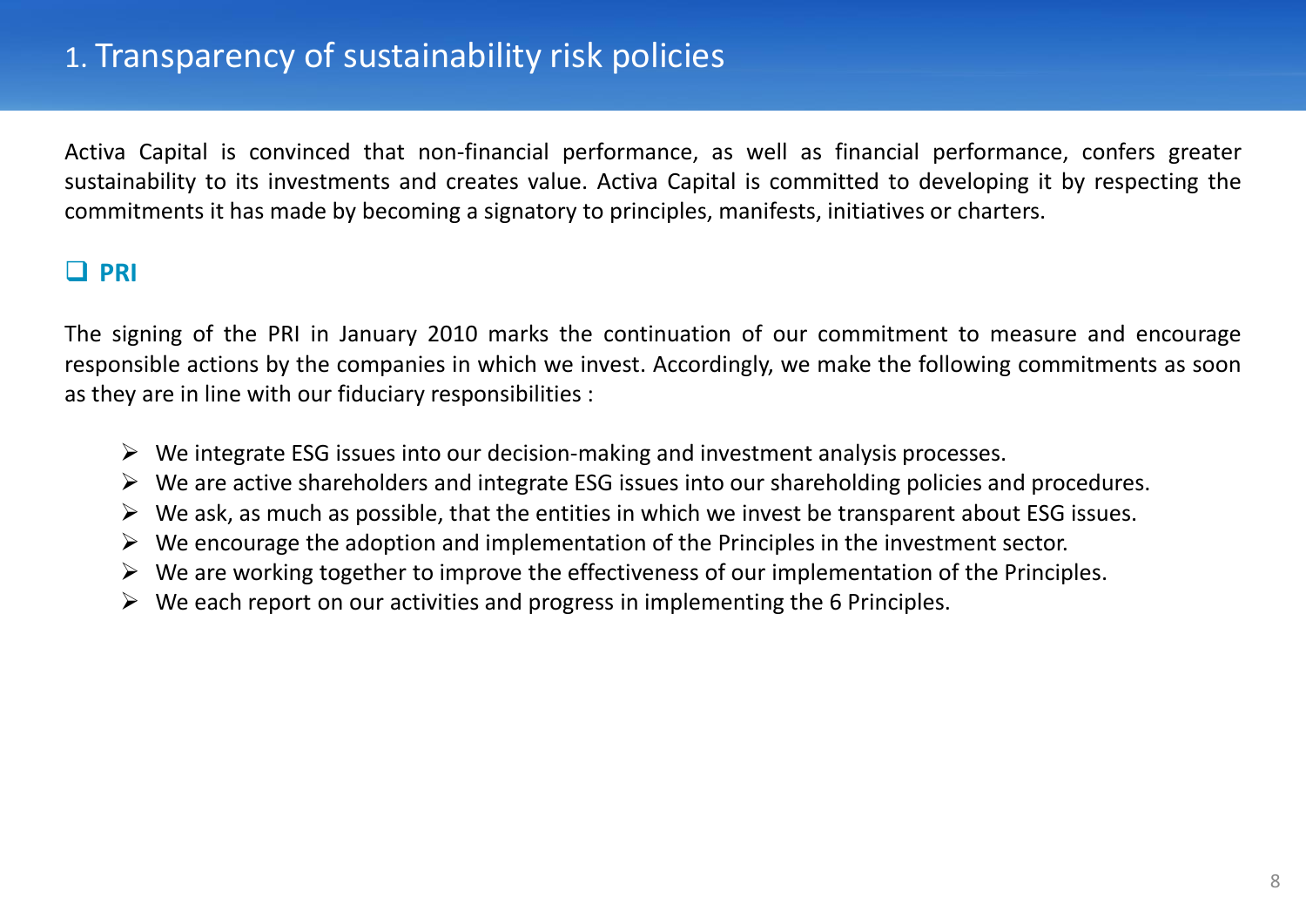# 1. Transparency of sustainability risk policies

Activa Capital is convinced that non-financial performance, as well as financial performance, confers greater sustainability to its investments and creates value. Activa Capital is committed to developing it by respecting the commitments it has made by becoming a signatory to principles, manifests, initiatives or charters.

## PRI

The signing of the PRI in January 2010 marks the continuation of our commitment to measure and encourage responsible actions by the companies in which we invest. Accordingly, we make the following commitments as soon as they are in line with our fiduciary responsibilities :

- We integrate ESG issues into our decision-making and investment analysis processes.
- We are active shareholders and integrate ESG issues into our shareholding policies and procedures.
- We ask, as much as possible, that the entities in which we invest be transparent about ESG issues.
- We encourage the adoption and implementation of the Principles in the investment sector.
- We are working together to improve the effectiveness of our implementation of the Principles.
- We each report on our activities and progress in implementing the 6 Principles.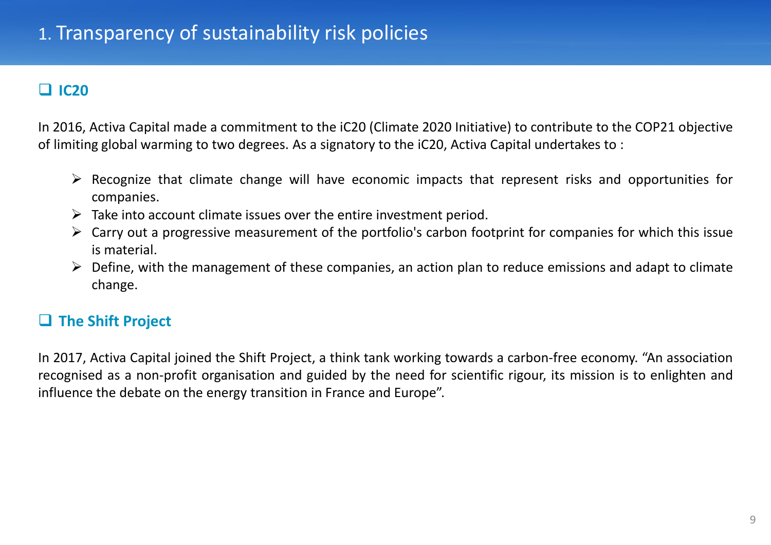# 1. Transparency of sustainability risk policies

## IC20

In 2016, Activa Capital made a commitment to the iC20 (Climate 2020 Initiative) to contribute to the COP21 objective of limiting global warming to two degrees. As a signatory to the iC20, Activa Capital undertakes to :

- Recognize that climate change will have economic impacts that represent risks and opportunities for companies.
- Take into account climate issues over the entire investment period.
- Carry out a progressive measurement of the portfolio's carbon footprint for companies for which this issue is material.
- Define, with the management of these companies, an action plan to reduce emissions and adapt to climate change.

## The Shift Project

In 2017, Activa Capital joined the Shift Project, a think tank working towards a carbon-free economy. “An association recognised as a non-profit organisation and guided by the need for scientific rigour, its mission is to enlighten and influence the debate on the energy transition in France and Europe”.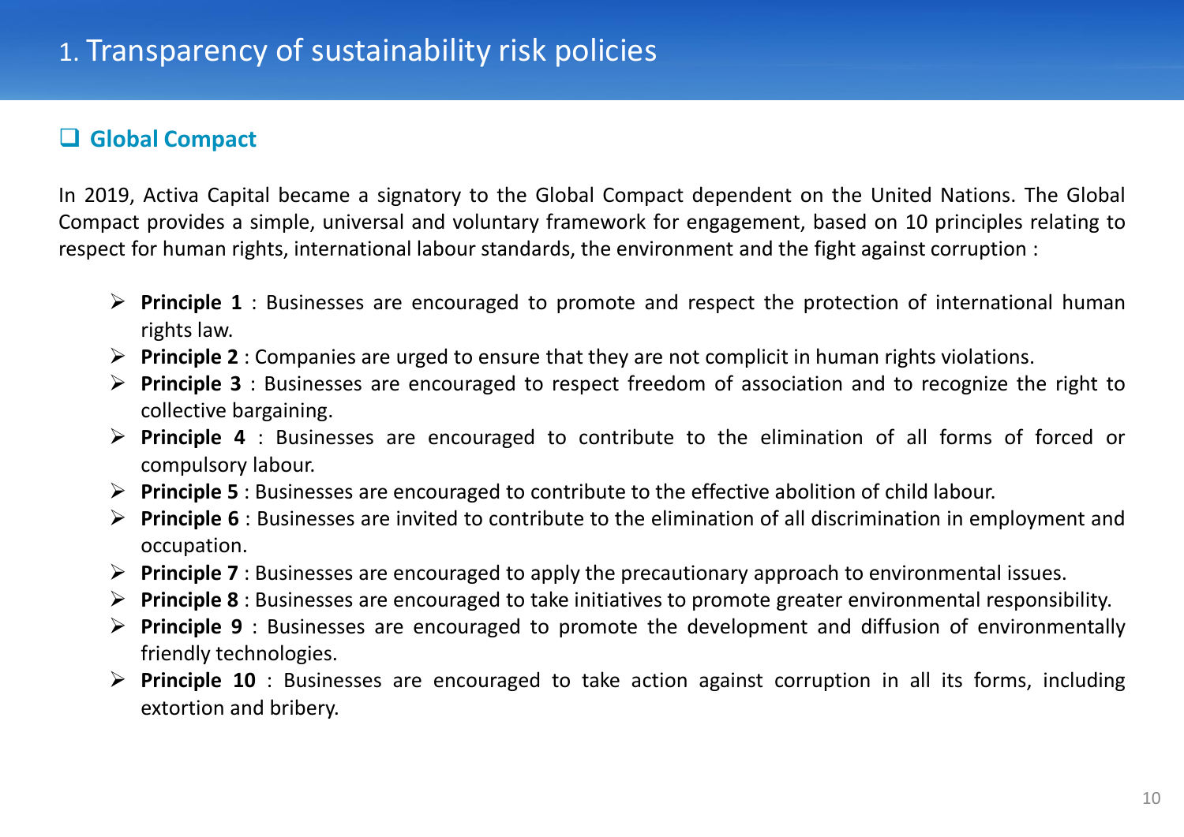# 1. Transparency of sustainability risk policies

## Global Compact

In 2019, Activa Capital became a signatory to the Global Compact dependent on the United Nations. The Global Compact provides a simple, universal and voluntary framework for engagement, based on 10 principles relating to respect for human rights, international labour standards, the environment and the fight against corruption :

- **Principle 1** : Businesses are encouraged to promote and respect the protection of international human rights law.
- **Principle 2** : Companies are urged to ensure that they are not complicit in human rights violations.
- **Principle 3** : Businesses are encouraged to respect freedom of association and to recognize the right to collective bargaining.
- **Principle 4** : Businesses are encouraged to contribute to the elimination of all forms of forced or compulsory labour.
- **Principle 5** : Businesses are encouraged to contribute to the effective abolition of child labour.
- **Principle 6** : Businesses are invited to contribute to the elimination of all discrimination in employment and occupation.
- **Principle 7** : Businesses are encouraged to apply the precautionary approach to environmental issues.
- **Principle 8** : Businesses are encouraged to take initiatives to promote greater environmental responsibility.
- **Principle 9** : Businesses are encouraged to promote the development and diffusion of environmentally friendly technologies.
- **Principle 10** : Businesses are encouraged to take action against corruption in all its forms, including extortion and bribery.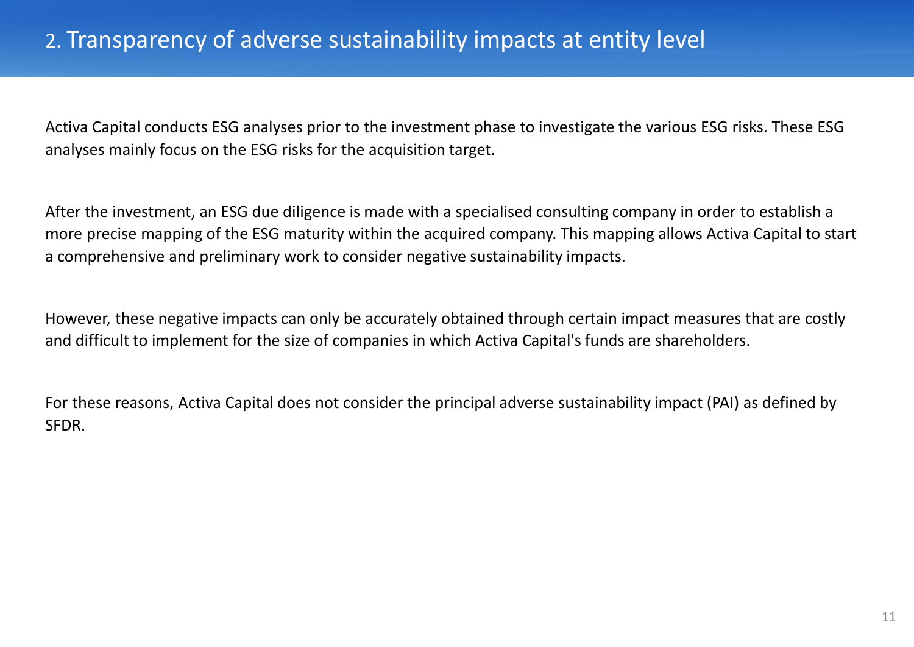## 2. Transparency of adverse sustainability impacts at entity level

Activa Capital conducts ESG analyses prior to the investment phase to investigate the various ESG risks. These ESG analyses mainly focus on the ESG risks for the acquisition target.

After the investment, an ESG due diligence is made with a specialised consulting company in order to establish a more precise mapping of the ESG maturity within the acquired company. This mapping allows Activa Capital to start a comprehensive and preliminary work to consider negative sustainability impacts.

However, these negative impacts can only be accurately obtained through certain impact measures that are costly and difficult to implement for the size of companies in which Activa Capital's funds are shareholders.

For these reasons, Activa Capital does not consider the principal adverse sustainability impact (PAI) as defined by SFDR.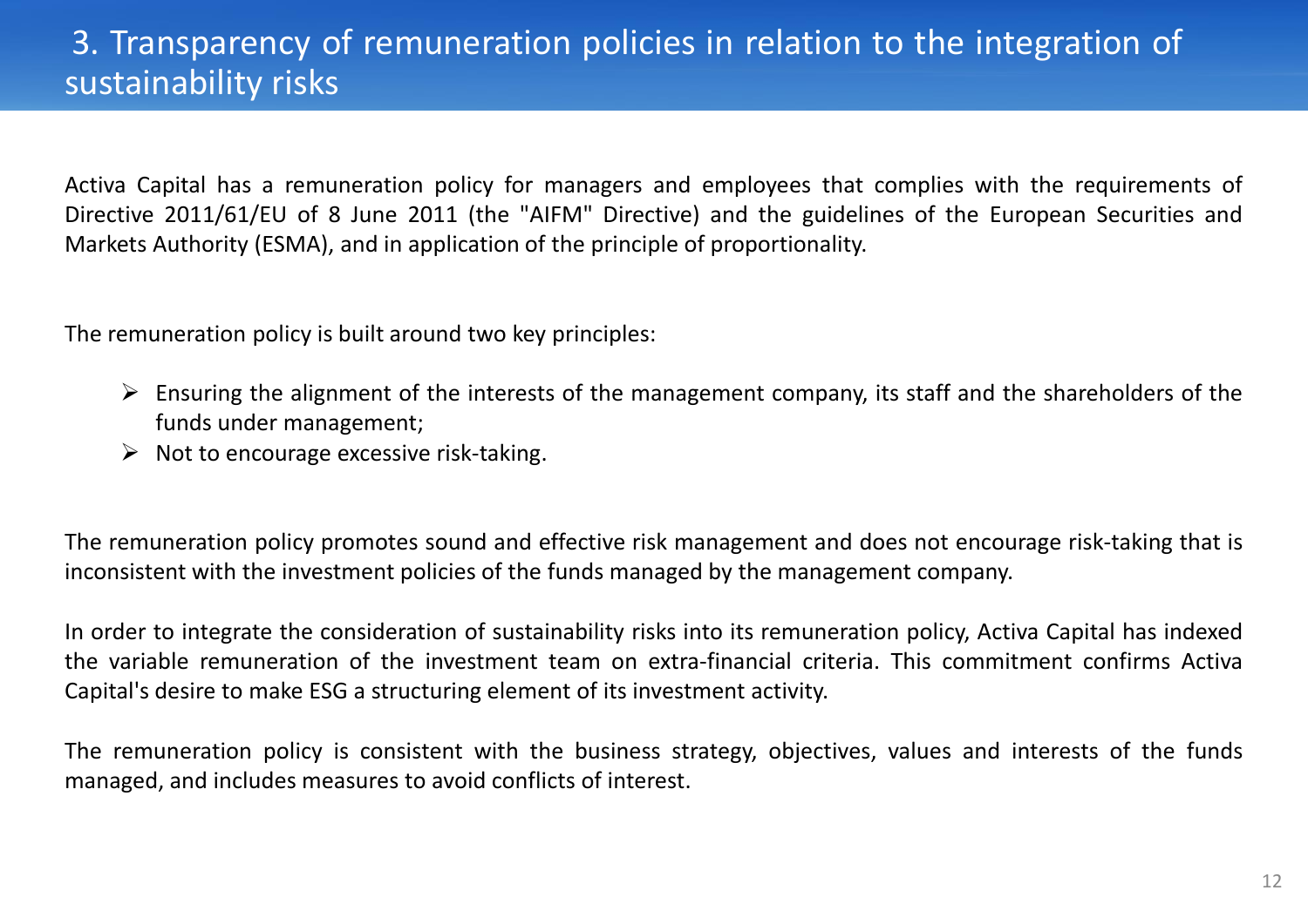# 3. Transparency of remuneration policies in relation to the integration of sustainability risks

Activa Capital has a remuneration policy for managers and employees that complies with the requirements of Directive 2011/61/EU of 8 June 2011 (the "AIFM" Directive) and the guidelines of the European Securities and Markets Authority (ESMA), and in application of the principle of proportionality.

The remuneration policy is built around two key principles:

- Ensuring the alignment of the interests of the management company, its staff and the shareholders of the funds under management;
- Not to encourage excessive risk-taking.

The remuneration policy promotes sound and effective risk management and does not encourage risk-taking that is inconsistent with the investment policies of the funds managed by the management company.

In order to integrate the consideration of sustainability risks into its remuneration policy, Activa Capital has indexed the variable remuneration of the investment team on extra-financial criteria. This commitment confirms Activa Capital's desire to make ESG a structuring element of its investment activity.

The remuneration policy is consistent with the business strategy, objectives, values and interests of the funds managed, and includes measures to avoid conflicts of interest.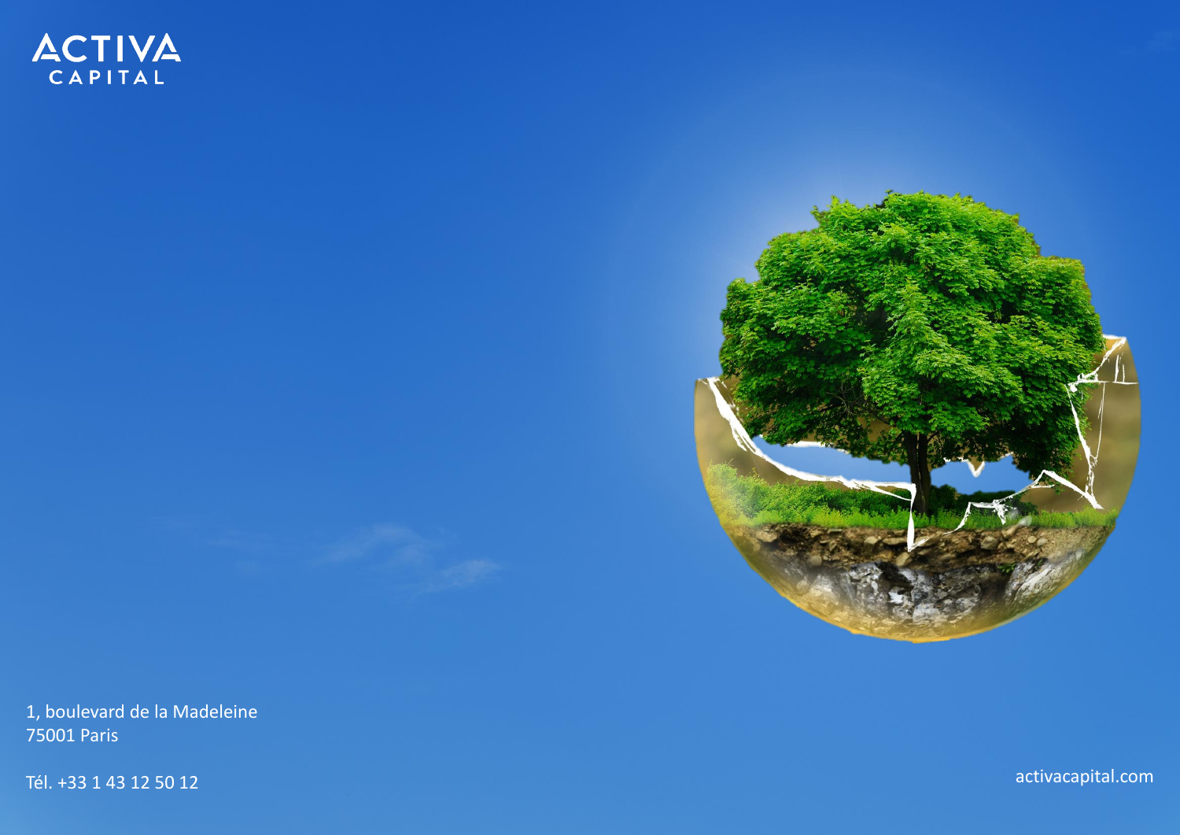ACTIVA CAPITAL

1, boulevard de la Madeleine
75001 Paris

Tél. +33 1 43 12 50 12

activacapital.com